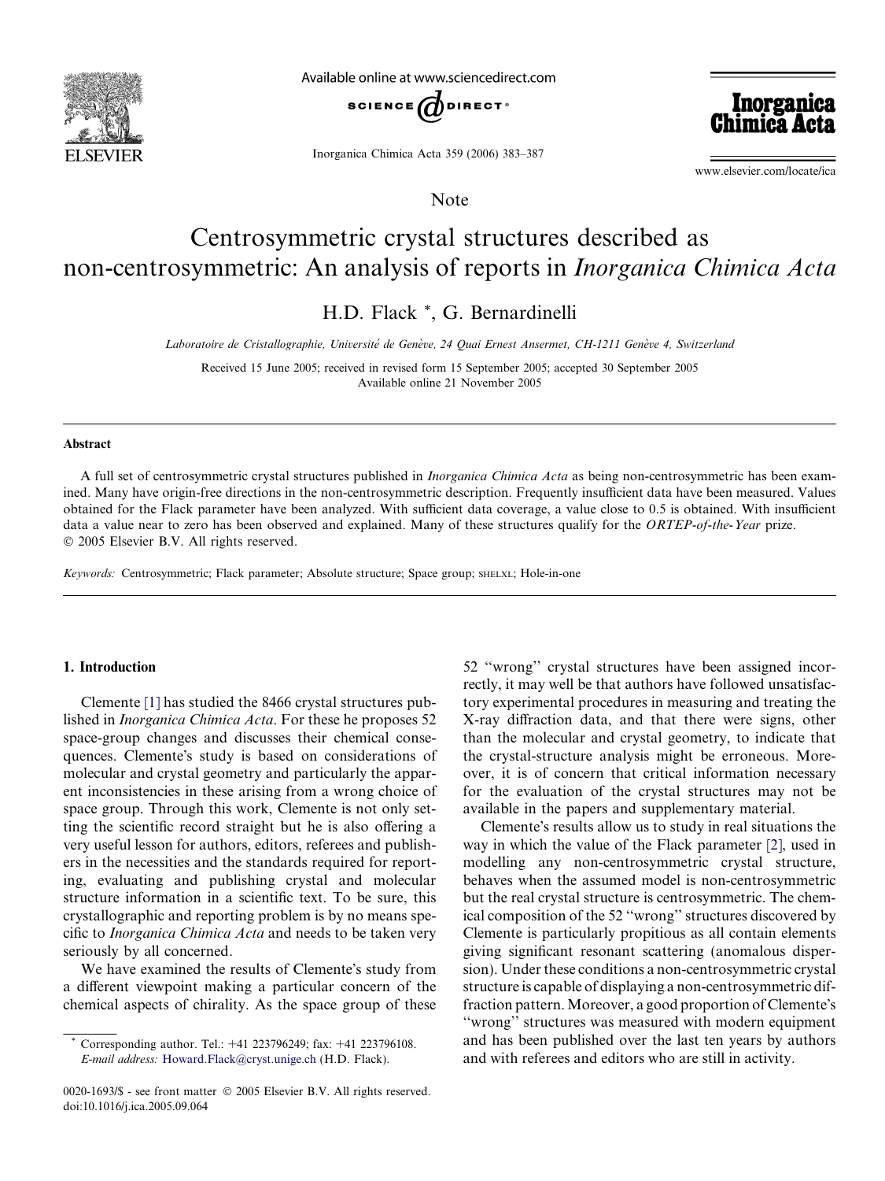Note

# Centrosymmetric crystal structures described as non-centrosymmetric: An analysis of reports in *Inorganica Chimica Acta*

H.D. Flack *, G. Bernardinelli

*Laboratoire de Cristallographie, Université de Genève, 24 Quai Ernest Ansermet, CH-1211 Genève 4, Switzerland*

Received 15 June 2005; received in revised form 15 September 2005; accepted 30 September 2005
Available online 21 November 2005

## Abstract

A full set of centrosymmetric crystal structures published in *Inorganica Chimica Acta* as being non-centrosymmetric has been examined. Many have origin-free directions in the non-centrosymmetric description. Frequently insufficient data have been measured. Values obtained for the Flack parameter have been analyzed. With sufficient data coverage, a value close to 0.5 is obtained. With insufficient data a value near to zero has been observed and explained. Many of these structures qualify for the *ORTEP-of-the-Year* prize.
© 2005 Elsevier B.V. All rights reserved.

*Keywords:* Centrosymmetric; Flack parameter; Absolute structure; Space group; SHELXL; Hole-in-one

## 1. Introduction

Clemente [1] has studied the 8466 crystal structures published in *Inorganica Chimica Acta*. For these he proposes 52 space-group changes and discusses their chemical consequences. Clemente's study is based on considerations of molecular and crystal geometry and particularly the apparent inconsistencies in these arising from a wrong choice of space group. Through this work, Clemente is not only setting the scientific record straight but he is also offering a very useful lesson for authors, editors, referees and publishers in the necessities and the standards required for reporting, evaluating and publishing crystal and molecular structure information in a scientific text. To be sure, this crystallographic and reporting problem is by no means specific to *Inorganica Chimica Acta* and needs to be taken very seriously by all concerned.

We have examined the results of Clemente's study from a different viewpoint making a particular concern of the chemical aspects of chirality. As the space group of these 52 "wrong" crystal structures have been assigned incorrectly, it may well be that authors have followed unsatisfactory experimental procedures in measuring and treating the X-ray diffraction data, and that there were signs, other than the molecular and crystal geometry, to indicate that the crystal-structure analysis might be erroneous. Moreover, it is of concern that critical information necessary for the evaluation of the crystal structures may not be available in the papers and supplementary material.

Clemente's results allow us to study in real situations the way in which the value of the Flack parameter [2], used in modelling any non-centrosymmetric crystal structure, behaves when the assumed model is non-centrosymmetric but the real crystal structure is centrosymmetric. The chemical composition of the 52 "wrong" structures discovered by Clemente is particularly propitious as all contain elements giving significant resonant scattering (anomalous dispersion). Under these conditions a non-centrosymmetric crystal structure is capable of displaying a non-centrosymmetric diffraction pattern. Moreover, a good proportion of Clemente's "wrong" structures was measured with modern equipment and has been published over the last ten years by authors and with referees and editors who are still in activity.

* Corresponding author. Tel.: +41 223796249; fax: +41 223796108.
*E-mail address:* Howard.Flack@cryst.unige.ch (H.D. Flack).

0020-1693/$ - see front matter © 2005 Elsevier B.V. All rights reserved.
doi:10.1016/j.ica.2005.09.064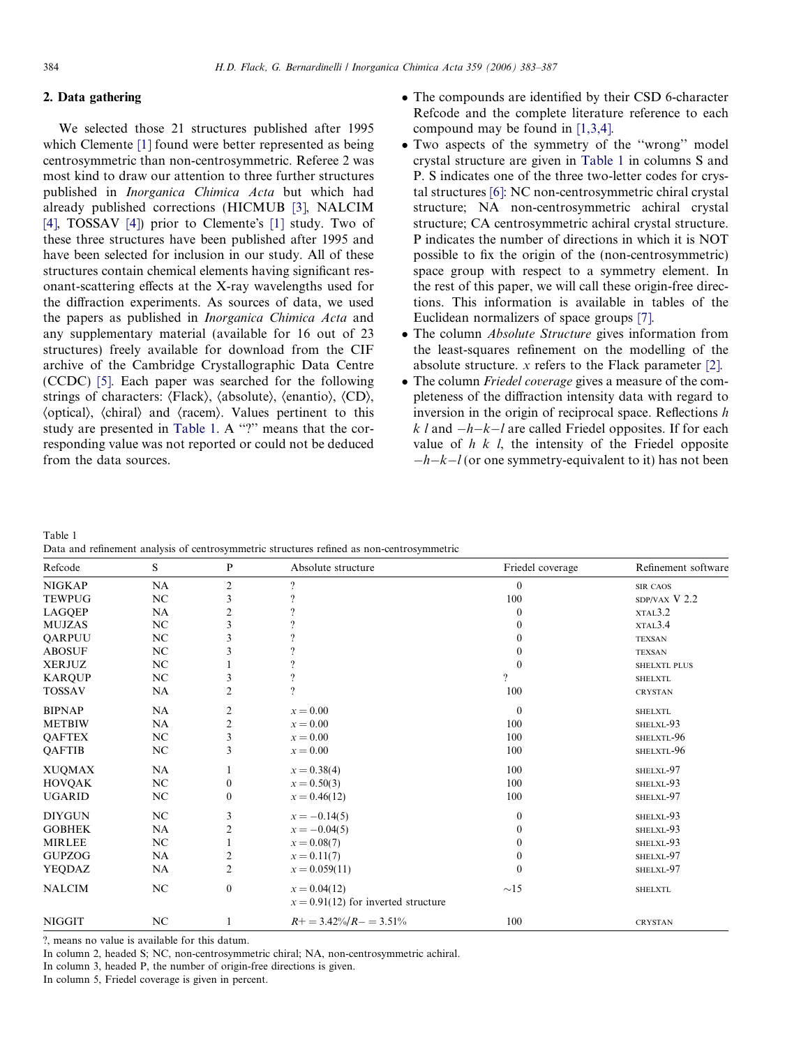## 2. Data gathering

We selected those 21 structures published after 1995 which Clemente [1] found were better represented as being centrosymmetric than non-centrosymmetric. Referee 2 was most kind to draw our attention to three further structures published in *Inorganica Chimica Acta* but which had already published corrections (HICMUB [3], NALCIM [4], TOSSAV [4]) prior to Clemente's [1] study. Two of these three structures have been published after 1995 and have been selected for inclusion in our study. All of these structures contain chemical elements having significant resonant-scattering effects at the X-ray wavelengths used for the diffraction experiments. As sources of data, we used the papers as published in *Inorganica Chimica Acta* and any supplementary material (available for 16 out of 23 structures) freely available for download from the CIF archive of the Cambridge Crystallographic Data Centre (CCDC) [5]. Each paper was searched for the following strings of characters: ⟨Flack⟩, ⟨absolute⟩, ⟨enantio⟩, ⟨CD⟩, ⟨optical⟩, ⟨chiral⟩ and ⟨racem⟩. Values pertinent to this study are presented in Table 1. A "?" means that the corresponding value was not reported or could not be deduced from the data sources.

- The compounds are identified by their CSD 6-character Refcode and the complete literature reference to each compound may be found in [1,3,4].
- Two aspects of the symmetry of the "wrong" model crystal structure are given in Table 1 in columns S and P. S indicates one of the three two-letter codes for crystal structures [6]: NC non-centrosymmetric chiral crystal structure; NA non-centrosymmetric achiral crystal structure; CA centrosymmetric achiral crystal structure. P indicates the number of directions in which it is NOT possible to fix the origin of the (non-centrosymmetric) space group with respect to a symmetry element. In the rest of this paper, we will call these origin-free directions. This information is available in tables of the Euclidean normalizers of space groups [7].
- The column *Absolute Structure* gives information from the least-squares refinement on the modelling of the absolute structure. $x$ refers to the Flack parameter [2].
- The column *Friedel coverage* gives a measure of the completeness of the diffraction intensity data with regard to inversion in the origin of reciprocal space. Reflections $h\ k\ l$ and $-h{-k}{-l}$ are called Friedel opposites. If for each value of $h\ k\ l$, the intensity of the Friedel opposite $-h{-k}{-l}$ (or one symmetry-equivalent to it) has not been

Table 1
Data and refinement analysis of centrosymmetric structures refined as non-centrosymmetric

| Refcode | S | P | Absolute structure | Friedel coverage | Refinement software |
|---|---|---|---|---|---|
| NIGKAP | NA | 2 | ? | 0 | SIR CAOS |
| TEWPUG | NC | 3 | ? | 100 | SDP/VAX V 2.2 |
| LAGQEP | NA | 2 | ? | 0 | XTAL3.2 |
| MUJZAS | NC | 3 | ? | 0 | XTAL3.4 |
| QARPUU | NC | 3 | ? | 0 | TEXSAN |
| ABOSUF | NC | 3 | ? | 0 | TEXSAN |
| XERJUZ | NC | 1 | ? | 0 | SHELXTL PLUS |
| KARQUP | NC | 3 | ? | ? | SHELXTL |
| TOSSAV | NA | 2 | ? | 100 | CRYSTAN |
| BIPNAP | NA | 2 | $x = 0.00$ | 0 | SHELXTL |
| METBIW | NA | 2 | $x = 0.00$ | 100 | SHELXL-93 |
| QAFTEX | NC | 3 | $x = 0.00$ | 100 | SHELXTL-96 |
| QAFTIB | NC | 3 | $x = 0.00$ | 100 | SHELXTL-96 |
| XUQMAX | NA | 1 | $x = 0.38(4)$ | 100 | SHELXL-97 |
| HOVQAK | NC | 0 | $x = 0.50(3)$ | 100 | SHELXL-93 |
| UGARID | NC | 0 | $x = 0.46(12)$ | 100 | SHELXL-97 |
| DIYGUN | NC | 3 | $x = -0.14(5)$ | 0 | SHELXL-93 |
| GOBHEK | NA | 2 | $x = -0.04(5)$ | 0 | SHELXL-93 |
| MIRLEE | NC | 1 | $x = 0.08(7)$ | 0 | SHELXL-93 |
| GUPZOG | NA | 2 | $x = 0.11(7)$ | 0 | SHELXL-97 |
| YEQDAZ | NA | 2 | $x = 0.059(11)$ | 0 | SHELXL-97 |
| NALCIM | NC | 0 | $x = 0.04(12)$<br>$x = 0.91(12)$ for inverted structure | ~15 | SHELXTL |
| NIGGIT | NC | 1 | $R+ = 3.42\%/R- = 3.51\%$ | 100 | CRYSTAN |

?, means no value is available for this datum.
In column 2, headed S; NC, non-centrosymmetric chiral; NA, non-centrosymmetric achiral.
In column 3, headed P, the number of origin-free directions is given.
In column 5, Friedel coverage is given in percent.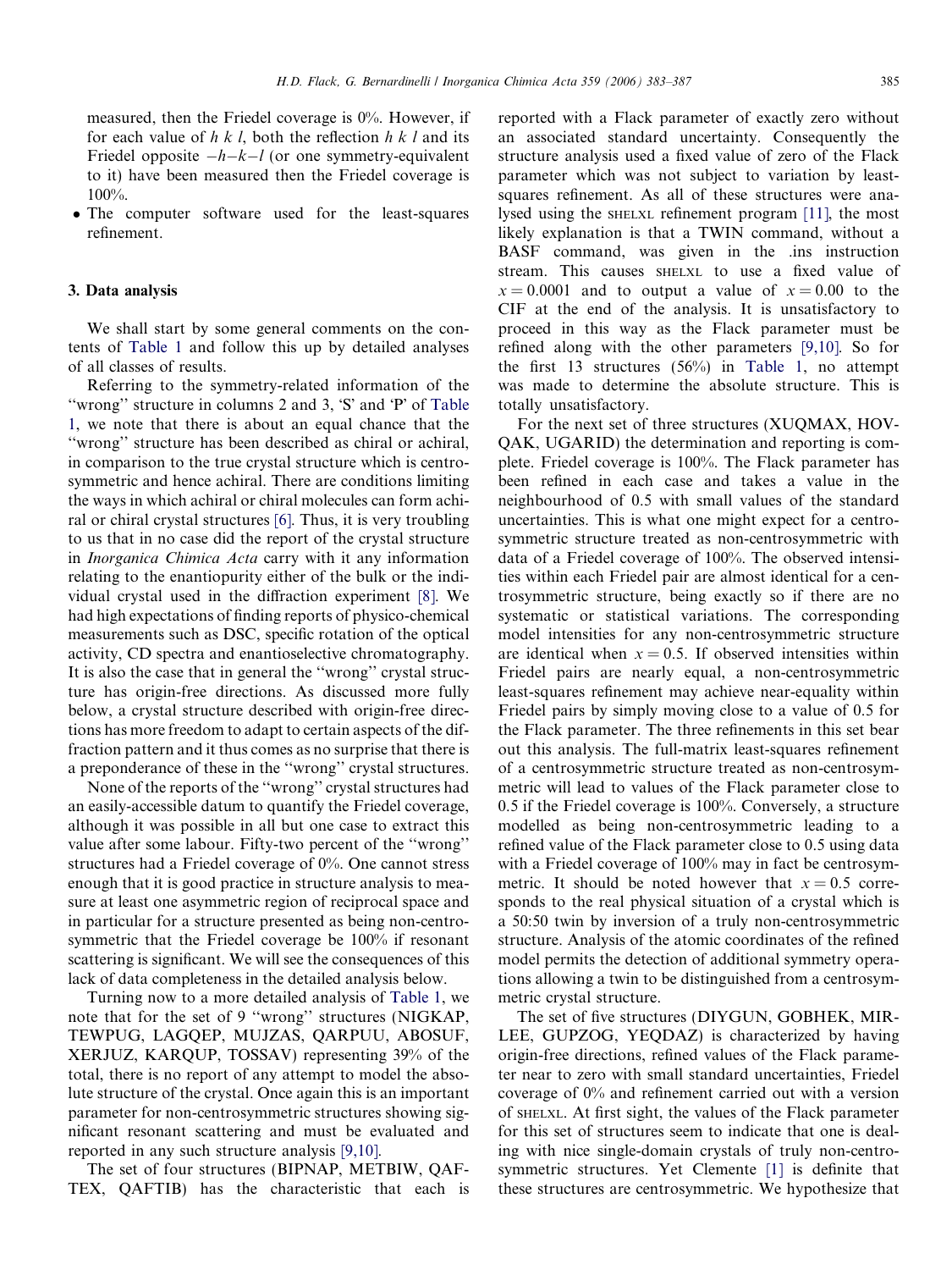measured, then the Friedel coverage is 0%. However, if for each value of $h\ k\ l$, both the reflection $h\ k\ l$ and its Friedel opposite $-h-k-l$ (or one symmetry-equivalent to it) have been measured then the Friedel coverage is 100%.

- The computer software used for the least-squares refinement.

## 3. Data analysis

We shall start by some general comments on the contents of Table 1 and follow this up by detailed analyses of all classes of results.

Referring to the symmetry-related information of the ''wrong'' structure in columns 2 and 3, 'S' and 'P' of Table 1, we note that there is about an equal chance that the ''wrong'' structure has been described as chiral or achiral, in comparison to the true crystal structure which is centrosymmetric and hence achiral. There are conditions limiting the ways in which achiral or chiral molecules can form achiral or chiral crystal structures [6]. Thus, it is very troubling to us that in no case did the report of the crystal structure in *Inorganica Chimica Acta* carry with it any information relating to the enantiopurity either of the bulk or the individual crystal used in the diffraction experiment [8]. We had high expectations of finding reports of physico-chemical measurements such as DSC, specific rotation of the optical activity, CD spectra and enantioselective chromatography. It is also the case that in general the ''wrong'' crystal structure has origin-free directions. As discussed more fully below, a crystal structure described with origin-free directions has more freedom to adapt to certain aspects of the diffraction pattern and it thus comes as no surprise that there is a preponderance of these in the ''wrong'' crystal structures.

None of the reports of the ''wrong'' crystal structures had an easily-accessible datum to quantify the Friedel coverage, although it was possible in all but one case to extract this value after some labour. Fifty-two percent of the ''wrong'' structures had a Friedel coverage of 0%. One cannot stress enough that it is good practice in structure analysis to measure at least one asymmetric region of reciprocal space and in particular for a structure presented as being non-centrosymmetric that the Friedel coverage be 100% if resonant scattering is significant. We will see the consequences of this lack of data completeness in the detailed analysis below.

Turning now to a more detailed analysis of Table 1, we note that for the set of 9 ''wrong'' structures (NIGKAP, TEWPUG, LAGQEP, MUJZAS, QARPUU, ABOSUF, XERJUZ, KARQUP, TOSSAV) representing 39% of the total, there is no report of any attempt to model the absolute structure of the crystal. Once again this is an important parameter for non-centrosymmetric structures showing significant resonant scattering and must be evaluated and reported in any such structure analysis [9,10].

The set of four structures (BIPNAP, METBIW, QAFTEX, QAFTIB) has the characteristic that each is reported with a Flack parameter of exactly zero without an associated standard uncertainty. Consequently the structure analysis used a fixed value of zero of the Flack parameter which was not subject to variation by least-squares refinement. As all of these structures were analysed using the SHELXL refinement program [11], the most likely explanation is that a TWIN command, without a BASF command, was given in the .ins instruction stream. This causes SHELXL to use a fixed value of $x = 0.0001$ and to output a value of $x = 0.00$ to the CIF at the end of the analysis. It is unsatisfactory to proceed in this way as the Flack parameter must be refined along with the other parameters [9,10]. So for the first 13 structures (56%) in Table 1, no attempt was made to determine the absolute structure. This is totally unsatisfactory.

For the next set of three structures (XUQMAX, HOVQAK, UGARID) the determination and reporting is complete. Friedel coverage is 100%. The Flack parameter has been refined in each case and takes a value in the neighbourhood of 0.5 with small values of the standard uncertainties. This is what one might expect for a centrosymmetric structure treated as non-centrosymmetric with data of a Friedel coverage of 100%. The observed intensities within each Friedel pair are almost identical for a centrosymmetric structure, being exactly so if there are no systematic or statistical variations. The corresponding model intensities for any non-centrosymmetric structure are identical when $x = 0.5$. If observed intensities within Friedel pairs are nearly equal, a non-centrosymmetric least-squares refinement may achieve near-equality within Friedel pairs by simply moving close to a value of 0.5 for the Flack parameter. The three refinements in this set bear out this analysis. The full-matrix least-squares refinement of a centrosymmetric structure treated as non-centrosymmetric will lead to values of the Flack parameter close to 0.5 if the Friedel coverage is 100%. Conversely, a structure modelled as being non-centrosymmetric leading to a refined value of the Flack parameter close to 0.5 using data with a Friedel coverage of 100% may in fact be centrosymmetric. It should be noted however that $x = 0.5$ corresponds to the real physical situation of a crystal which is a 50:50 twin by inversion of a truly non-centrosymmetric structure. Analysis of the atomic coordinates of the refined model permits the detection of additional symmetry operations allowing a twin to be distinguished from a centrosymmetric crystal structure.

The set of five structures (DIYGUN, GOBHEK, MIRLEE, GUPZOG, YEQDAZ) is characterized by having origin-free directions, refined values of the Flack parameter near to zero with small standard uncertainties, Friedel coverage of 0% and refinement carried out with a version of SHELXL. At first sight, the values of the Flack parameter for this set of structures seem to indicate that one is dealing with nice single-domain crystals of truly non-centrosymmetric structures. Yet Clemente [1] is definite that these structures are centrosymmetric. We hypothesize that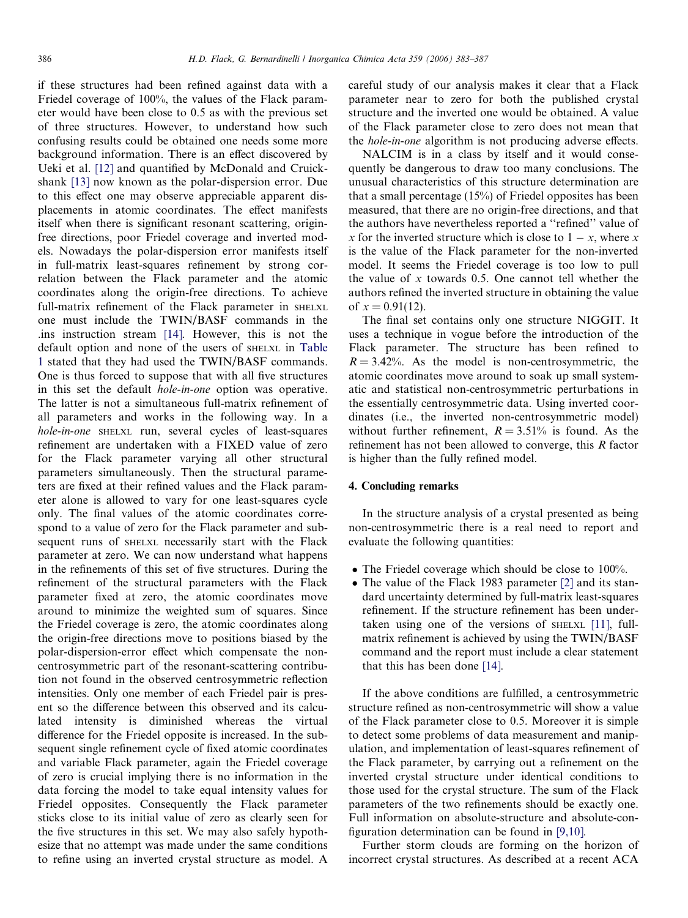if these structures had been refined against data with a Friedel coverage of 100%, the values of the Flack parameter would have been close to 0.5 as with the previous set of three structures. However, to understand how such confusing results could be obtained one needs some more background information. There is an effect discovered by Ueki et al. [12] and quantified by McDonald and Cruickshank [13] now known as the polar-dispersion error. Due to this effect one may observe appreciable apparent displacements in atomic coordinates. The effect manifests itself when there is significant resonant scattering, origin-free directions, poor Friedel coverage and inverted models. Nowadays the polar-dispersion error manifests itself in full-matrix least-squares refinement by strong correlation between the Flack parameter and the atomic coordinates along the origin-free directions. To achieve full-matrix refinement of the Flack parameter in SHELXL one must include the TWIN/BASF commands in the .ins instruction stream [14]. However, this is not the default option and none of the users of SHELXL in Table 1 stated that they had used the TWIN/BASF commands. One is thus forced to suppose that with all five structures in this set the default *hole-in-one* option was operative. The latter is not a simultaneous full-matrix refinement of all parameters and works in the following way. In a *hole-in-one* SHELXL run, several cycles of least-squares refinement are undertaken with a FIXED value of zero for the Flack parameter varying all other structural parameters simultaneously. Then the structural parameters are fixed at their refined values and the Flack parameter alone is allowed to vary for one least-squares cycle only. The final values of the atomic coordinates correspond to a value of zero for the Flack parameter and subsequent runs of SHELXL necessarily start with the Flack parameter at zero. We can now understand what happens in the refinements of this set of five structures. During the refinement of the structural parameters with the Flack parameter fixed at zero, the atomic coordinates move around to minimize the weighted sum of squares. Since the Friedel coverage is zero, the atomic coordinates along the origin-free directions move to positions biased by the polar-dispersion-error effect which compensate the non-centrosymmetric part of the resonant-scattering contribution not found in the observed centrosymmetric reflection intensities. Only one member of each Friedel pair is present so the difference between this observed and its calculated intensity is diminished whereas the virtual difference for the Friedel opposite is increased. In the subsequent single refinement cycle of fixed atomic coordinates and variable Flack parameter, again the Friedel coverage of zero is crucial implying there is no information in the data forcing the model to take equal intensity values for Friedel opposites. Consequently the Flack parameter sticks close to its initial value of zero as clearly seen for the five structures in this set. We may also safely hypothesize that no attempt was made under the same conditions to refine using an inverted crystal structure as model. A careful study of our analysis makes it clear that a Flack parameter near to zero for both the published crystal structure and the inverted one would be obtained. A value of the Flack parameter close to zero does not mean that the *hole-in-one* algorithm is not producing adverse effects.

NALCIM is in a class by itself and it would consequently be dangerous to draw too many conclusions. The unusual characteristics of this structure determination are that a small percentage (15%) of Friedel opposites has been measured, that there are no origin-free directions, and that the authors have nevertheless reported a "refined" value of $x$ for the inverted structure which is close to $1 - x$, where $x$ is the value of the Flack parameter for the non-inverted model. It seems the Friedel coverage is too low to pull the value of $x$ towards 0.5. One cannot tell whether the authors refined the inverted structure in obtaining the value of $x = 0.91(12)$.

The final set contains only one structure NIGGIT. It uses a technique in vogue before the introduction of the Flack parameter. The structure has been refined to $R = 3.42\%$. As the model is non-centrosymmetric, the atomic coordinates move around to soak up small systematic and statistical non-centrosymmetric perturbations in the essentially centrosymmetric data. Using inverted coordinates (i.e., the inverted non-centrosymmetric model) without further refinement, $R = 3.51\%$ is found. As the refinement has not been allowed to converge, this $R$ factor is higher than the fully refined model.

## 4. Concluding remarks

In the structure analysis of a crystal presented as being non-centrosymmetric there is a real need to report and evaluate the following quantities:

- The Friedel coverage which should be close to 100%.
- The value of the Flack 1983 parameter [2] and its standard uncertainty determined by full-matrix least-squares refinement. If the structure refinement has been undertaken using one of the versions of SHELXL [11], full-matrix refinement is achieved by using the TWIN/BASF command and the report must include a clear statement that this has been done [14].

If the above conditions are fulfilled, a centrosymmetric structure refined as non-centrosymmetric will show a value of the Flack parameter close to 0.5. Moreover it is simple to detect some problems of data measurement and manipulation, and implementation of least-squares refinement of the Flack parameter, by carrying out a refinement on the inverted crystal structure under identical conditions to those used for the crystal structure. The sum of the Flack parameters of the two refinements should be exactly one. Full information on absolute-structure and absolute-configuration determination can be found in [9,10].

Further storm clouds are forming on the horizon of incorrect crystal structures. As described at a recent ACA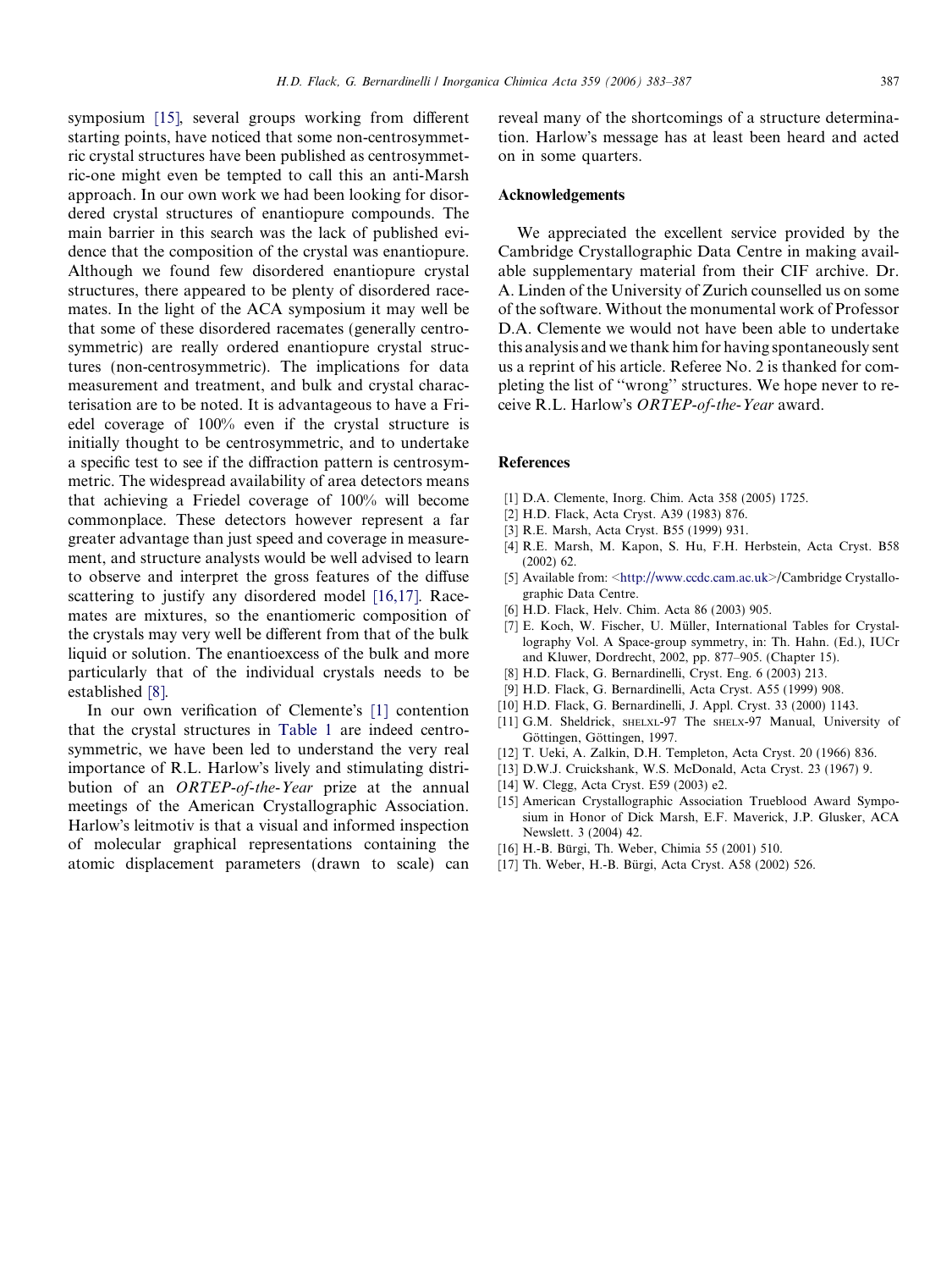symposium [15], several groups working from different starting points, have noticed that some non-centrosymmetric crystal structures have been published as centrosymmetric-one might even be tempted to call this an anti-Marsh approach. In our own work we had been looking for disordered crystal structures of enantiopure compounds. The main barrier in this search was the lack of published evidence that the composition of the crystal was enantiopure. Although we found few disordered enantiopure crystal structures, there appeared to be plenty of disordered racemates. In the light of the ACA symposium it may well be that some of these disordered racemates (generally centrosymmetric) are really ordered enantiopure crystal structures (non-centrosymmetric). The implications for data measurement and treatment, and bulk and crystal characterisation are to be noted. It is advantageous to have a Friedel coverage of 100% even if the crystal structure is initially thought to be centrosymmetric, and to undertake a specific test to see if the diffraction pattern is centrosymmetric. The widespread availability of area detectors means that achieving a Friedel coverage of 100% will become commonplace. These detectors however represent a far greater advantage than just speed and coverage in measurement, and structure analysts would be well advised to learn to observe and interpret the gross features of the diffuse scattering to justify any disordered model [16,17]. Racemates are mixtures, so the enantiomeric composition of the crystals may very well be different from that of the bulk liquid or solution. The enantioexcess of the bulk and more particularly that of the individual crystals needs to be established [8].

In our own verification of Clemente's [1] contention that the crystal structures in Table 1 are indeed centrosymmetric, we have been led to understand the very real importance of R.L. Harlow's lively and stimulating distribution of an *ORTEP-of-the-Year* prize at the annual meetings of the American Crystallographic Association. Harlow's leitmotiv is that a visual and informed inspection of molecular graphical representations containing the atomic displacement parameters (drawn to scale) can reveal many of the shortcomings of a structure determination. Harlow's message has at least been heard and acted on in some quarters.

## Acknowledgements

We appreciated the excellent service provided by the Cambridge Crystallographic Data Centre in making available supplementary material from their CIF archive. Dr. A. Linden of the University of Zurich counselled us on some of the software. Without the monumental work of Professor D.A. Clemente we would not have been able to undertake this analysis and we thank him for having spontaneously sent us a reprint of his article. Referee No. 2 is thanked for completing the list of ''wrong'' structures. We hope never to receive R.L. Harlow's *ORTEP-of-the-Year* award.

## References

[1] D.A. Clemente, Inorg. Chim. Acta 358 (2005) 1725.
[2] H.D. Flack, Acta Cryst. A39 (1983) 876.
[3] R.E. Marsh, Acta Cryst. B55 (1999) 931.
[4] R.E. Marsh, M. Kapon, S. Hu, F.H. Herbstein, Acta Cryst. B58 (2002) 62.
[5] Available from: <http://www.ccdc.cam.ac.uk>/Cambridge Crystallographic Data Centre.
[6] H.D. Flack, Helv. Chim. Acta 86 (2003) 905.
[7] E. Koch, W. Fischer, U. Müller, International Tables for Crystallography Vol. A Space-group symmetry, in: Th. Hahn. (Ed.), IUCr and Kluwer, Dordrecht, 2002, pp. 877–905. (Chapter 15).
[8] H.D. Flack, G. Bernardinelli, Cryst. Eng. 6 (2003) 213.
[9] H.D. Flack, G. Bernardinelli, Acta Cryst. A55 (1999) 908.
[10] H.D. Flack, G. Bernardinelli, J. Appl. Cryst. 33 (2000) 1143.
[11] G.M. Sheldrick, SHELXL-97 The SHELX-97 Manual, University of Göttingen, Göttingen, 1997.
[12] T. Ueki, A. Zalkin, D.H. Templeton, Acta Cryst. 20 (1966) 836.
[13] D.W.J. Cruickshank, W.S. McDonald, Acta Cryst. 23 (1967) 9.
[14] W. Clegg, Acta Cryst. E59 (2003) e2.
[15] American Crystallographic Association Trueblood Award Symposium in Honor of Dick Marsh, E.F. Maverick, J.P. Glusker, ACA Newslett. 3 (2004) 42.
[16] H.-B. Bürgi, Th. Weber, Chimia 55 (2001) 510.
[17] Th. Weber, H.-B. Bürgi, Acta Cryst. A58 (2002) 526.